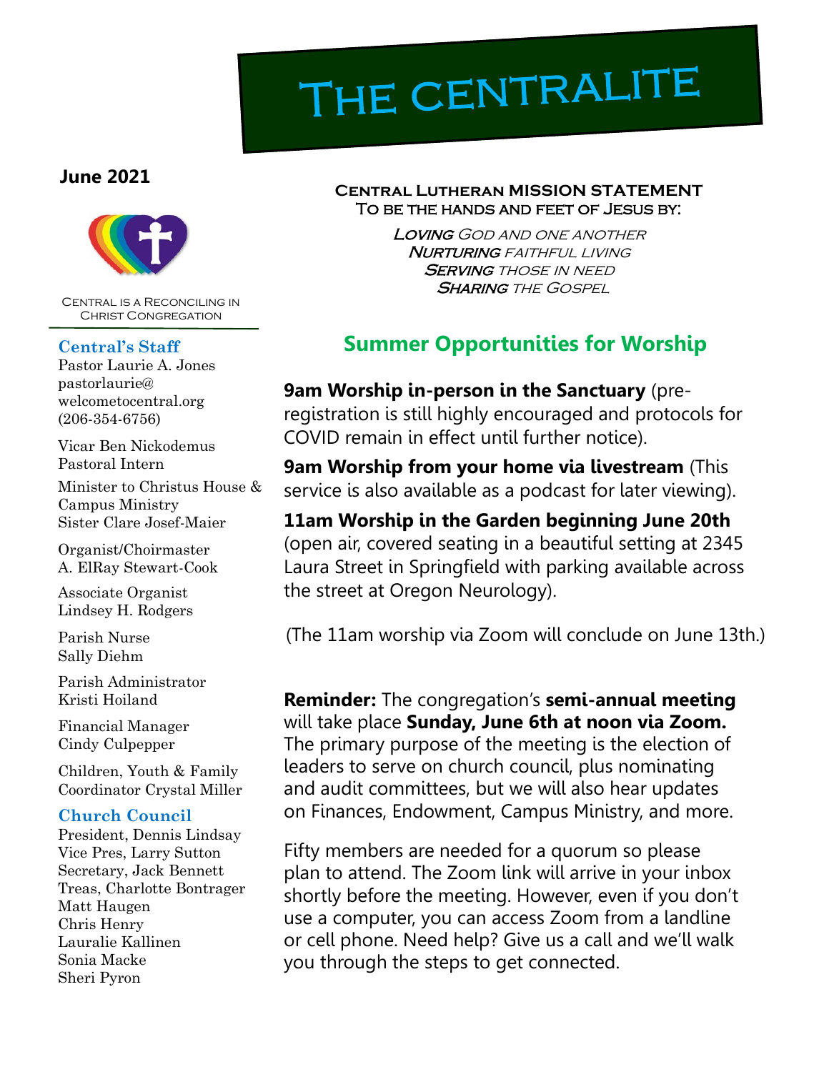# The Centralite

**June 2021**

Central is a Reconciling in Christ Congregation

### Central's Staff

Pastor Laurie A. Jones
pastorlaurie@welcometocentral.org
(206-354-6756)

Vicar Ben Nickodemus
Pastoral Intern

Minister to Christus House & Campus Ministry
Sister Clare Josef-Maier

Organist/Choirmaster
A. ElRay Stewart-Cook

Associate Organist
Lindsey H. Rodgers

Parish Nurse
Sally Diehm

Parish Administrator
Kristi Hoiland

Financial Manager
Cindy Culpepper

Children, Youth & Family Coordinator Crystal Miller

### Church Council

President, Dennis Lindsay
Vice Pres, Larry Sutton
Secretary, Jack Bennett
Treas, Charlotte Bontrager
Matt Haugen
Chris Henry
Lauralie Kallinen
Sonia Macke
Sheri Pyron

**Central Lutheran MISSION STATEMENT**
**To be the hands and feet of Jesus by:**

*Loving God and one another*
*Nurturing faithful living*
*Serving those in need*
*Sharing the Gospel*

## Summer Opportunities for Worship

**9am Worship in-person in the Sanctuary** (pre-registration is still highly encouraged and protocols for COVID remain in effect until further notice).

**9am Worship from your home via livestream** (This service is also available as a podcast for later viewing).

**11am Worship in the Garden beginning June 20th** (open air, covered seating in a beautiful setting at 2345 Laura Street in Springfield with parking available across the street at Oregon Neurology).

(The 11am worship via Zoom will conclude on June 13th.)

**Reminder:** The congregation's **semi-annual meeting** will take place **Sunday, June 6th at noon via Zoom.** The primary purpose of the meeting is the election of leaders to serve on church council, plus nominating and audit committees, but we will also hear updates on Finances, Endowment, Campus Ministry, and more.

Fifty members are needed for a quorum so please plan to attend. The Zoom link will arrive in your inbox shortly before the meeting. However, even if you don't use a computer, you can access Zoom from a landline or cell phone. Need help? Give us a call and we'll walk you through the steps to get connected.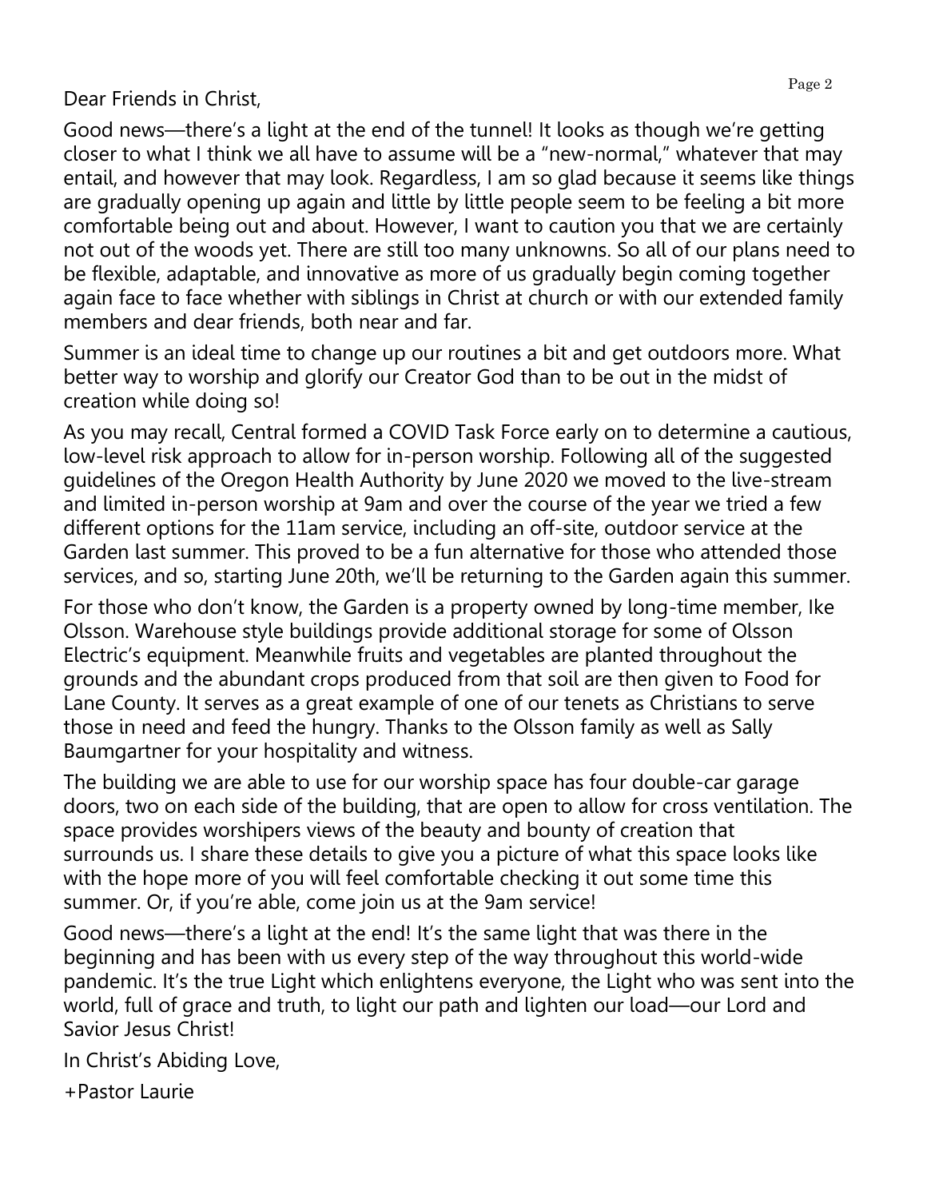Dear Friends in Christ,

Good news—there's a light at the end of the tunnel! It looks as though we're getting closer to what I think we all have to assume will be a "new-normal," whatever that may entail, and however that may look. Regardless, I am so glad because it seems like things are gradually opening up again and little by little people seem to be feeling a bit more comfortable being out and about. However, I want to caution you that we are certainly not out of the woods yet. There are still too many unknowns. So all of our plans need to be flexible, adaptable, and innovative as more of us gradually begin coming together again face to face whether with siblings in Christ at church or with our extended family members and dear friends, both near and far.

Summer is an ideal time to change up our routines a bit and get outdoors more. What better way to worship and glorify our Creator God than to be out in the midst of creation while doing so!

As you may recall, Central formed a COVID Task Force early on to determine a cautious, low-level risk approach to allow for in-person worship. Following all of the suggested guidelines of the Oregon Health Authority by June 2020 we moved to the live-stream and limited in-person worship at 9am and over the course of the year we tried a few different options for the 11am service, including an off-site, outdoor service at the Garden last summer. This proved to be a fun alternative for those who attended those services, and so, starting June 20th, we'll be returning to the Garden again this summer.

For those who don't know, the Garden is a property owned by long-time member, Ike Olsson. Warehouse style buildings provide additional storage for some of Olsson Electric's equipment. Meanwhile fruits and vegetables are planted throughout the grounds and the abundant crops produced from that soil are then given to Food for Lane County. It serves as a great example of one of our tenets as Christians to serve those in need and feed the hungry. Thanks to the Olsson family as well as Sally Baumgartner for your hospitality and witness.

The building we are able to use for our worship space has four double-car garage doors, two on each side of the building, that are open to allow for cross ventilation. The space provides worshipers views of the beauty and bounty of creation that surrounds us. I share these details to give you a picture of what this space looks like with the hope more of you will feel comfortable checking it out some time this summer. Or, if you're able, come join us at the 9am service!

Good news—there's a light at the end! It's the same light that was there in the beginning and has been with us every step of the way throughout this world-wide pandemic. It's the true Light which enlightens everyone, the Light who was sent into the world, full of grace and truth, to light our path and lighten our load—our Lord and Savior Jesus Christ!

In Christ's Abiding Love,

+Pastor Laurie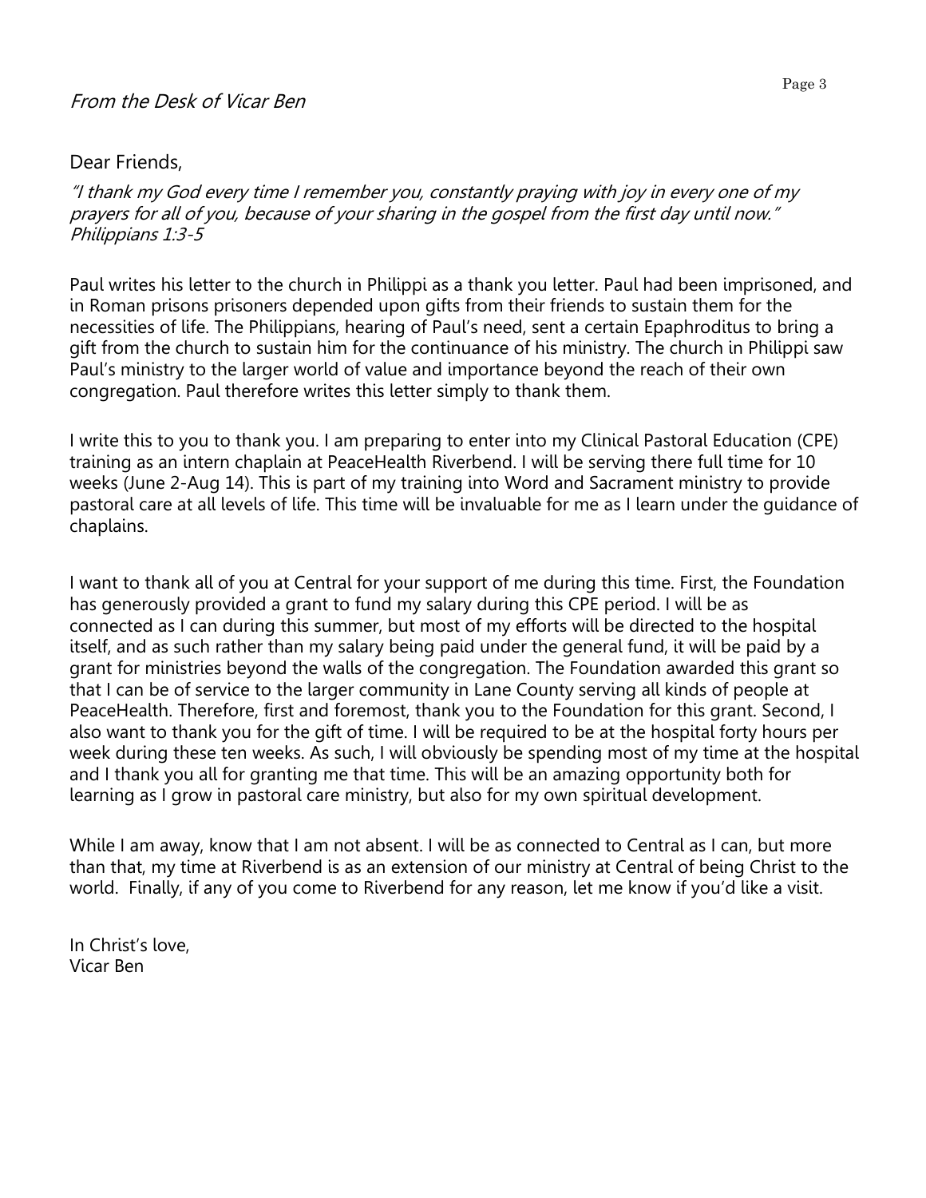*From the Desk of Vicar Ben*

Dear Friends,

*"I thank my God every time I remember you, constantly praying with joy in every one of my prayers for all of you, because of your sharing in the gospel from the first day until now." Philippians 1:3-5*

Paul writes his letter to the church in Philippi as a thank you letter. Paul had been imprisoned, and in Roman prisons prisoners depended upon gifts from their friends to sustain them for the necessities of life. The Philippians, hearing of Paul's need, sent a certain Epaphroditus to bring a gift from the church to sustain him for the continuance of his ministry. The church in Philippi saw Paul's ministry to the larger world of value and importance beyond the reach of their own congregation. Paul therefore writes this letter simply to thank them.

I write this to you to thank you. I am preparing to enter into my Clinical Pastoral Education (CPE) training as an intern chaplain at PeaceHealth Riverbend. I will be serving there full time for 10 weeks (June 2-Aug 14). This is part of my training into Word and Sacrament ministry to provide pastoral care at all levels of life. This time will be invaluable for me as I learn under the guidance of chaplains.

I want to thank all of you at Central for your support of me during this time. First, the Foundation has generously provided a grant to fund my salary during this CPE period. I will be as connected as I can during this summer, but most of my efforts will be directed to the hospital itself, and as such rather than my salary being paid under the general fund, it will be paid by a grant for ministries beyond the walls of the congregation. The Foundation awarded this grant so that I can be of service to the larger community in Lane County serving all kinds of people at PeaceHealth. Therefore, first and foremost, thank you to the Foundation for this grant. Second, I also want to thank you for the gift of time. I will be required to be at the hospital forty hours per week during these ten weeks. As such, I will obviously be spending most of my time at the hospital and I thank you all for granting me that time. This will be an amazing opportunity both for learning as I grow in pastoral care ministry, but also for my own spiritual development.

While I am away, know that I am not absent. I will be as connected to Central as I can, but more than that, my time at Riverbend is as an extension of our ministry at Central of being Christ to the world. Finally, if any of you come to Riverbend for any reason, let me know if you'd like a visit.

In Christ's love,
Vicar Ben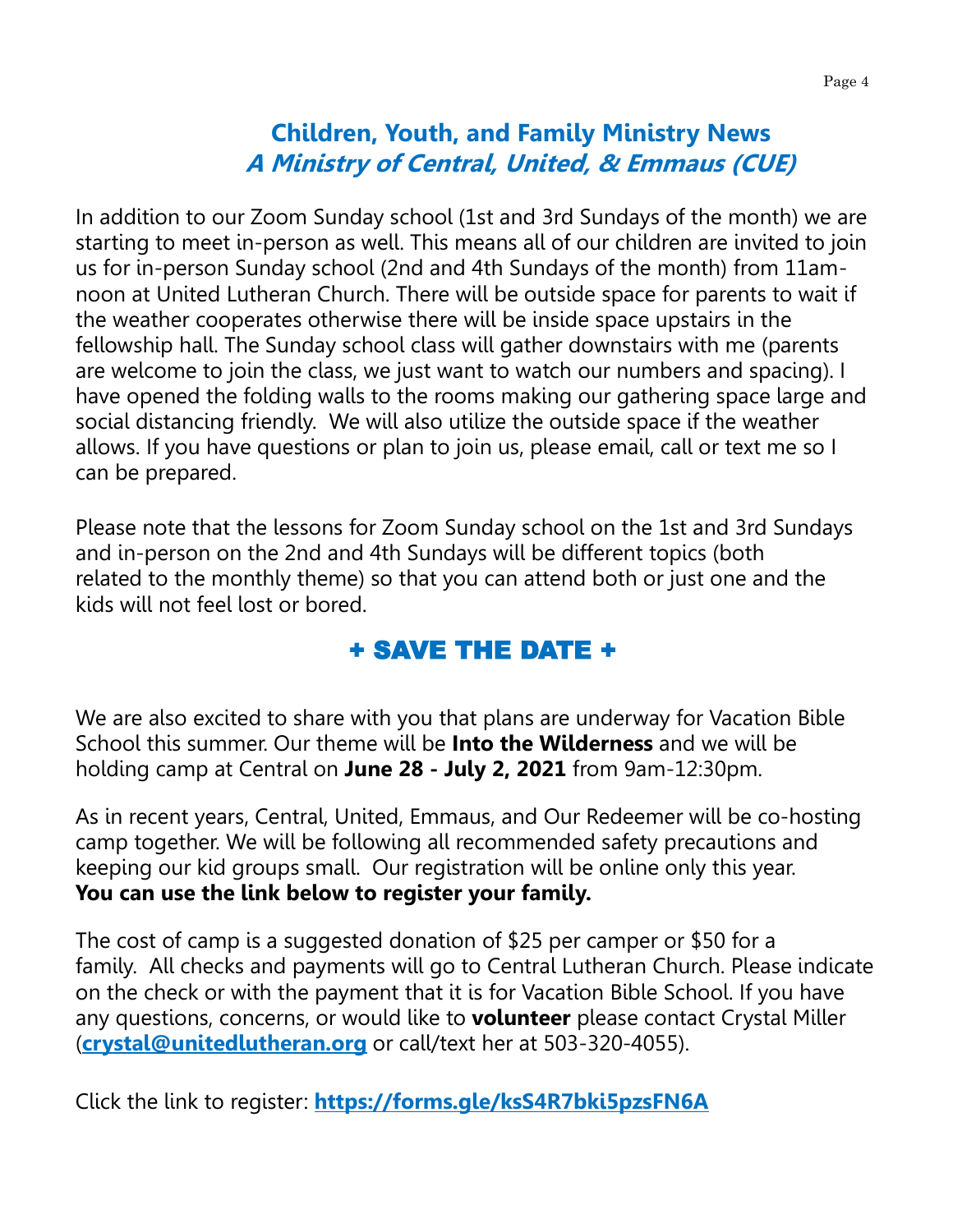## Children, Youth, and Family Ministry News

### *A Ministry of Central, United, & Emmaus (CUE)*

In addition to our Zoom Sunday school (1st and 3rd Sundays of the month) we are starting to meet in-person as well. This means all of our children are invited to join us for in-person Sunday school (2nd and 4th Sundays of the month) from 11am-noon at United Lutheran Church. There will be outside space for parents to wait if the weather cooperates otherwise there will be inside space upstairs in the fellowship hall. The Sunday school class will gather downstairs with me (parents are welcome to join the class, we just want to watch our numbers and spacing). I have opened the folding walls to the rooms making our gathering space large and social distancing friendly. We will also utilize the outside space if the weather allows. If you have questions or plan to join us, please email, call or text me so I can be prepared.

Please note that the lessons for Zoom Sunday school on the 1st and 3rd Sundays and in-person on the 2nd and 4th Sundays will be different topics (both related to the monthly theme) so that you can attend both or just one and the kids will not feel lost or bored.

## + SAVE THE DATE +

We are also excited to share with you that plans are underway for Vacation Bible School this summer. Our theme will be **Into the Wilderness** and we will be holding camp at Central on **June 28 - July 2, 2021** from 9am-12:30pm.

As in recent years, Central, United, Emmaus, and Our Redeemer will be co-hosting camp together. We will be following all recommended safety precautions and keeping our kid groups small. Our registration will be online only this year.
**You can use the link below to register your family.**

The cost of camp is a suggested donation of $25 per camper or $50 for a family. All checks and payments will go to Central Lutheran Church. Please indicate on the check or with the payment that it is for Vacation Bible School. If you have any questions, concerns, or would like to **volunteer** please contact Crystal Miller (**crystal@unitedlutheran.org** or call/text her at 503-320-4055).

Click the link to register: **https://forms.gle/ksS4R7bki5pzsFN6A**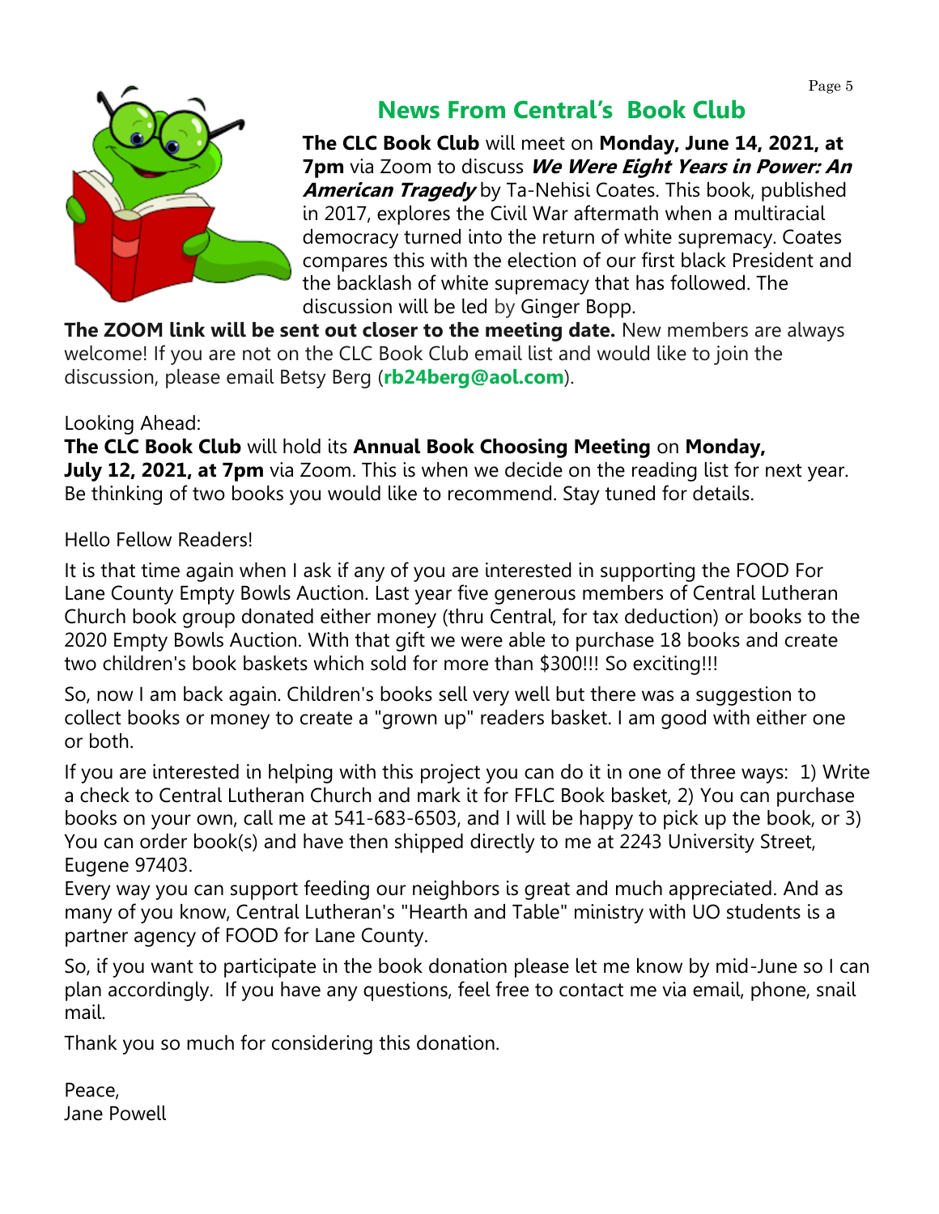## News From Central's Book Club

**The CLC Book Club** will meet on **Monday, June 14, 2021, at 7pm** via Zoom to discuss ***We Were Eight Years in Power: An American Tragedy*** by Ta-Nehisi Coates. This book, published in 2017, explores the Civil War aftermath when a multiracial democracy turned into the return of white supremacy. Coates compares this with the election of our first black President and the backlash of white supremacy that has followed. The discussion will be led by Ginger Bopp.

**The ZOOM link will be sent out closer to the meeting date.** New members are always welcome! If you are not on the CLC Book Club email list and would like to join the discussion, please email Betsy Berg (**rb24berg@aol.com**).

Looking Ahead:

**The CLC Book Club** will hold its **Annual Book Choosing Meeting** on **Monday, July 12, 2021, at 7pm** via Zoom. This is when we decide on the reading list for next year. Be thinking of two books you would like to recommend. Stay tuned for details.

Hello Fellow Readers!

It is that time again when I ask if any of you are interested in supporting the FOOD For Lane County Empty Bowls Auction. Last year five generous members of Central Lutheran Church book group donated either money (thru Central, for tax deduction) or books to the 2020 Empty Bowls Auction. With that gift we were able to purchase 18 books and create two children's book baskets which sold for more than $300!!! So exciting!!!

So, now I am back again. Children's books sell very well but there was a suggestion to collect books or money to create a "grown up" readers basket. I am good with either one or both.

If you are interested in helping with this project you can do it in one of three ways: 1) Write a check to Central Lutheran Church and mark it for FFLC Book basket, 2) You can purchase books on your own, call me at 541-683-6503, and I will be happy to pick up the book, or 3) You can order book(s) and have then shipped directly to me at 2243 University Street, Eugene 97403.

Every way you can support feeding our neighbors is great and much appreciated. And as many of you know, Central Lutheran's "Hearth and Table" ministry with UO students is a partner agency of FOOD for Lane County.

So, if you want to participate in the book donation please let me know by mid-June so I can plan accordingly. If you have any questions, feel free to contact me via email, phone, snail mail.

Thank you so much for considering this donation.

Peace,
Jane Powell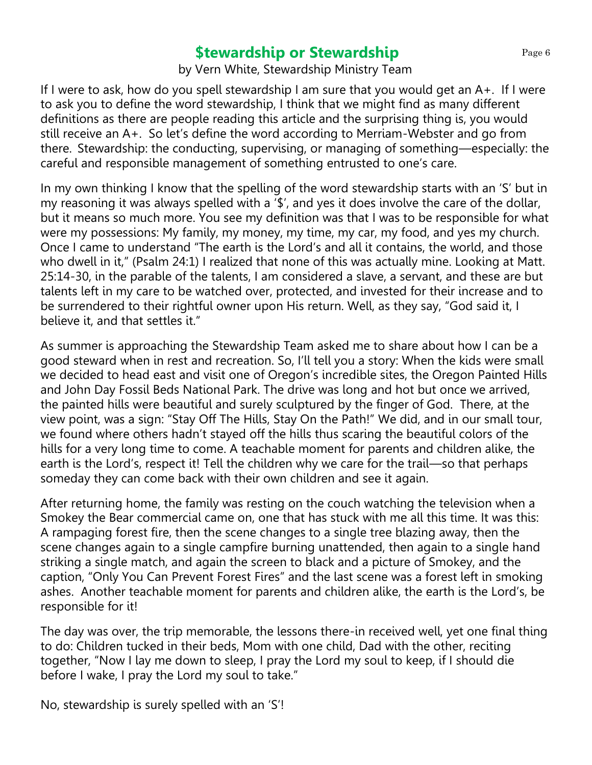# $tewardship or Stewardship

by Vern White, Stewardship Ministry Team

If I were to ask, how do you spell stewardship I am sure that you would get an A+. If I were to ask you to define the word stewardship, I think that we might find as many different definitions as there are people reading this article and the surprising thing is, you would still receive an A+. So let's define the word according to Merriam-Webster and go from there. Stewardship: the conducting, supervising, or managing of something—especially: the careful and responsible management of something entrusted to one's care.

In my own thinking I know that the spelling of the word stewardship starts with an 'S' but in my reasoning it was always spelled with a '$', and yes it does involve the care of the dollar, but it means so much more. You see my definition was that I was to be responsible for what were my possessions: My family, my money, my time, my car, my food, and yes my church. Once I came to understand "The earth is the Lord's and all it contains, the world, and those who dwell in it," (Psalm 24:1) I realized that none of this was actually mine. Looking at Matt. 25:14-30, in the parable of the talents, I am considered a slave, a servant, and these are but talents left in my care to be watched over, protected, and invested for their increase and to be surrendered to their rightful owner upon His return. Well, as they say, "God said it, I believe it, and that settles it."

As summer is approaching the Stewardship Team asked me to share about how I can be a good steward when in rest and recreation. So, I'll tell you a story: When the kids were small we decided to head east and visit one of Oregon's incredible sites, the Oregon Painted Hills and John Day Fossil Beds National Park. The drive was long and hot but once we arrived, the painted hills were beautiful and surely sculptured by the finger of God. There, at the view point, was a sign: "Stay Off The Hills, Stay On the Path!" We did, and in our small tour, we found where others hadn't stayed off the hills thus scaring the beautiful colors of the hills for a very long time to come. A teachable moment for parents and children alike, the earth is the Lord's, respect it! Tell the children why we care for the trail—so that perhaps someday they can come back with their own children and see it again.

After returning home, the family was resting on the couch watching the television when a Smokey the Bear commercial came on, one that has stuck with me all this time. It was this: A rampaging forest fire, then the scene changes to a single tree blazing away, then the scene changes again to a single campfire burning unattended, then again to a single hand striking a single match, and again the screen to black and a picture of Smokey, and the caption, "Only You Can Prevent Forest Fires" and the last scene was a forest left in smoking ashes. Another teachable moment for parents and children alike, the earth is the Lord's, be responsible for it!

The day was over, the trip memorable, the lessons there-in received well, yet one final thing to do: Children tucked in their beds, Mom with one child, Dad with the other, reciting together, "Now I lay me down to sleep, I pray the Lord my soul to keep, if I should die before I wake, I pray the Lord my soul to take."

No, stewardship is surely spelled with an 'S'!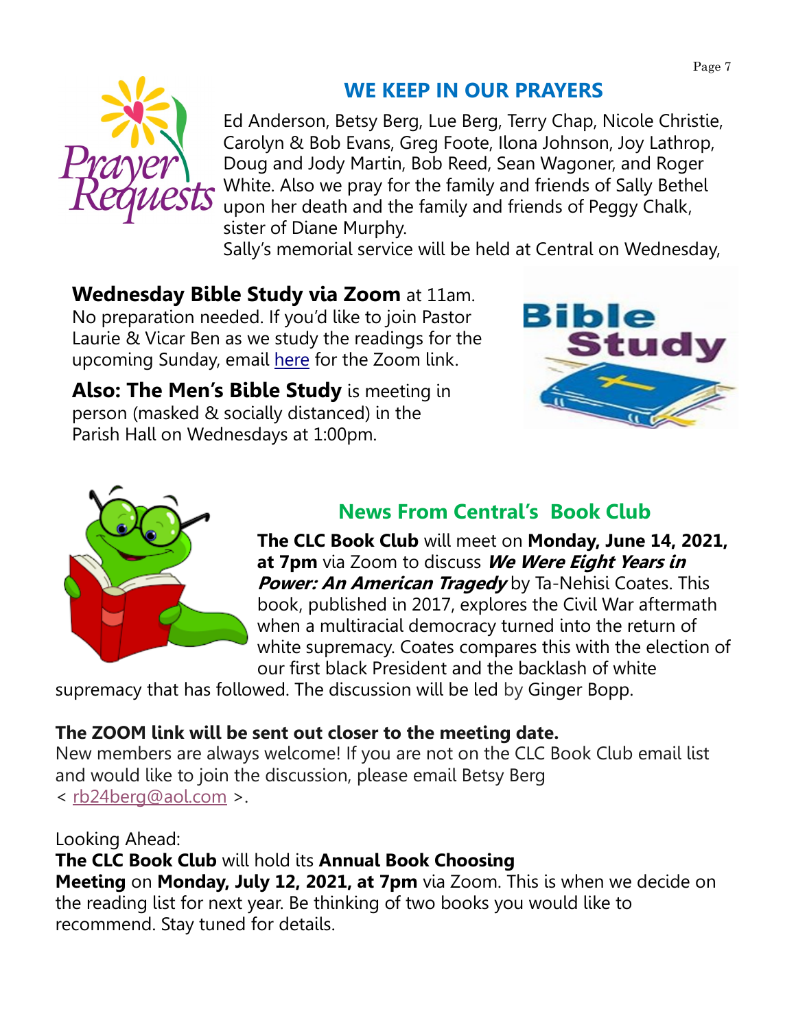## WE KEEP IN OUR PRAYERS

Ed Anderson, Betsy Berg, Lue Berg, Terry Chap, Nicole Christie, Carolyn & Bob Evans, Greg Foote, Ilona Johnson, Joy Lathrop, Doug and Jody Martin, Bob Reed, Sean Wagoner, and Roger White. Also we pray for the family and friends of Sally Bethel upon her death and the family and friends of Peggy Chalk, sister of Diane Murphy.

Sally's memorial service will be held at Central on Wednesday,

**Wednesday Bible Study via Zoom** at 11am. No preparation needed. If you'd like to join Pastor Laurie & Vicar Ben as we study the readings for the upcoming Sunday, email here for the Zoom link.

**Also: The Men's Bible Study** is meeting in person (masked & socially distanced) in the Parish Hall on Wednesdays at 1:00pm.

## News From Central's Book Club

**The CLC Book Club** will meet on **Monday, June 14, 2021, at 7pm** via Zoom to discuss ***We Were Eight Years in Power: An American Tragedy*** by Ta-Nehisi Coates. This book, published in 2017, explores the Civil War aftermath when a multiracial democracy turned into the return of white supremacy. Coates compares this with the election of our first black President and the backlash of white supremacy that has followed. The discussion will be led by Ginger Bopp.

**The ZOOM link will be sent out closer to the meeting date.**

New members are always welcome! If you are not on the CLC Book Club email list and would like to join the discussion, please email Betsy Berg < rb24berg@aol.com >.

Looking Ahead:

**The CLC Book Club** will hold its **Annual Book Choosing Meeting** on **Monday, July 12, 2021, at 7pm** via Zoom. This is when we decide on the reading list for next year. Be thinking of two books you would like to recommend. Stay tuned for details.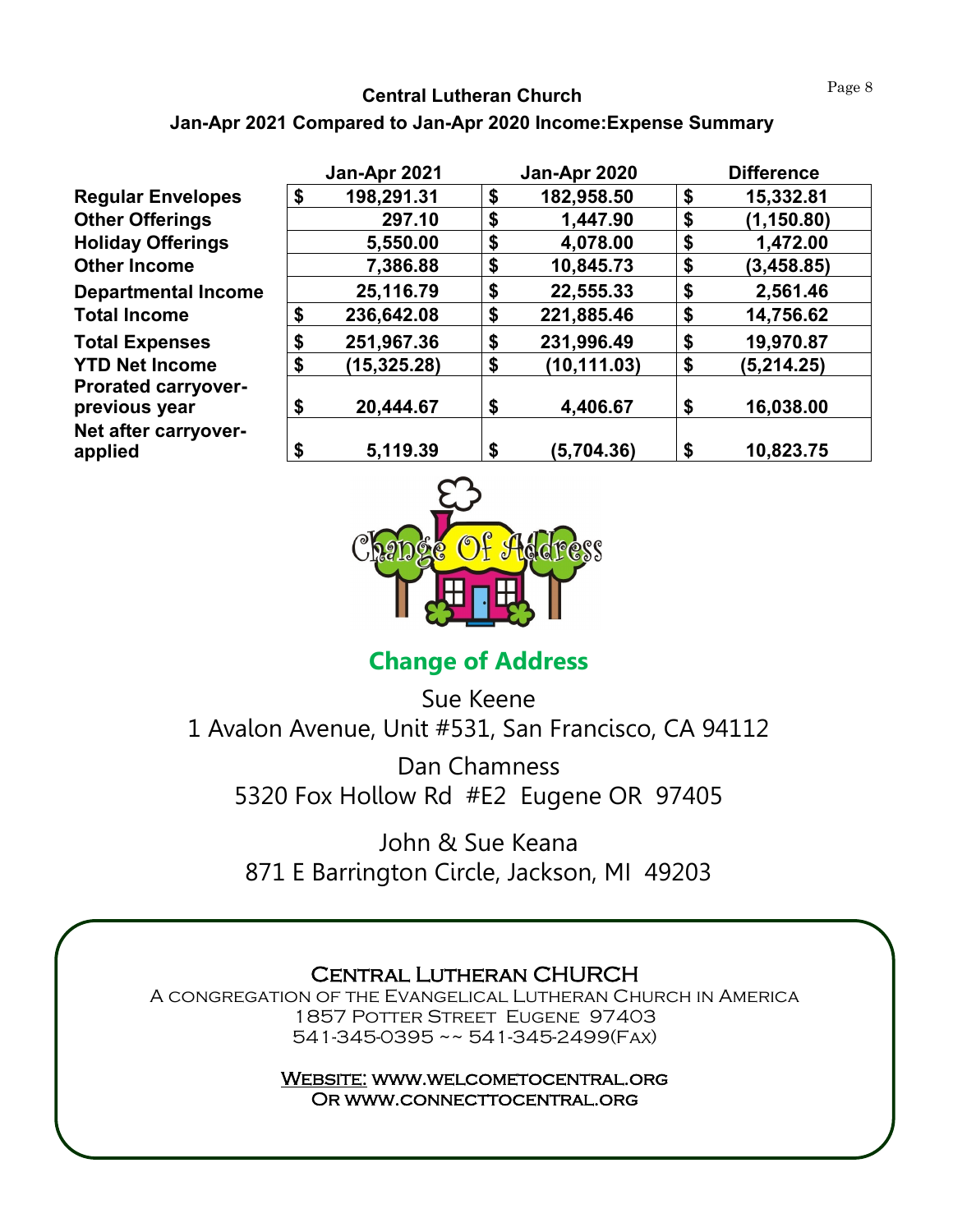## Central Lutheran Church

### Jan-Apr 2021 Compared to Jan-Apr 2020 Income:Expense Summary

| | Jan-Apr 2021 | Jan-Apr 2020 | Difference |
|---|---|---|---|
| **Regular Envelopes** | $ 198,291.31 | $ 182,958.50 | $ 15,332.81 |
| **Other Offerings** | 297.10 | $ 1,447.90 | $ (1,150.80) |
| **Holiday Offerings** | 5,550.00 | $ 4,078.00 | $ 1,472.00 |
| **Other Income** | 7,386.88 | $ 10,845.73 | $ (3,458.85) |
| **Departmental Income** | 25,116.79 | $ 22,555.33 | $ 2,561.46 |
| **Total Income** | $ 236,642.08 | $ 221,885.46 | $ 14,756.62 |
| **Total Expenses** | $ 251,967.36 | $ 231,996.49 | $ 19,970.87 |
| **YTD Net Income** | $ (15,325.28) | $ (10,111.03) | $ (5,214.25) |
| **Prorated carryover-previous year** | $ 20,444.67 | $ 4,406.67 | $ 16,038.00 |
| **Net after carryover-applied** | $ 5,119.39 | $ (5,704.36) | $ 10,823.75 |

## Change of Address

Sue Keene
1 Avalon Avenue, Unit #531, San Francisco, CA 94112

Dan Chamness
5320 Fox Hollow Rd #E2 Eugene OR 97405

John & Sue Keana
871 E Barrington Circle, Jackson, MI 49203

**Central Lutheran CHURCH**
A congregation of the Evangelical Lutheran Church in America
1857 Potter Street Eugene 97403
541-345-0395 ~~ 541-345-2499(Fax)

Website: www.welcometocentral.org
Or www.connecttocentral.org